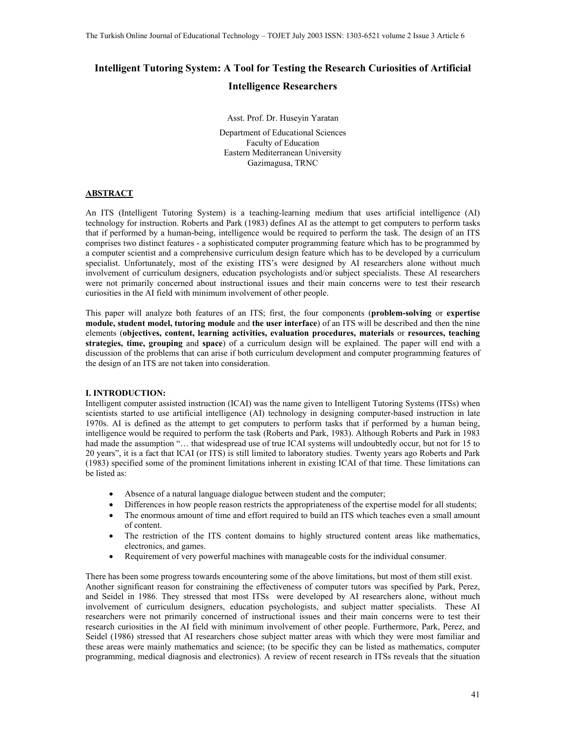# Intelligent Tutoring System: A Tool for Testing the Research Curiosities of Artificial Intelligence Researchers

Asst. Prof. Dr. Huseyin Yaratan

Department of Educational Sciences
Faculty of Education
Eastern Mediterranean University
Gazimagusa, TRNC

## ABSTRACT

An ITS (Intelligent Tutoring System) is a teaching-learning medium that uses artificial intelligence (AI) technology for instruction. Roberts and Park (1983) defines AI as the attempt to get computers to perform tasks that if performed by a human-being, intelligence would be required to perform the task. The design of an ITS comprises two distinct features - a sophisticated computer programming feature which has to be programmed by a computer scientist and a comprehensive curriculum design feature which has to be developed by a curriculum specialist. Unfortunately, most of the existing ITS's were designed by AI researchers alone without much involvement of curriculum designers, education psychologists and/or subject specialists. These AI researchers were not primarily concerned about instructional issues and their main concerns were to test their research curiosities in the AI field with minimum involvement of other people.

This paper will analyze both features of an ITS; first, the four components (**problem-solving** or **expertise module, student model, tutoring module** and **the user interface**) of an ITS will be described and then the nine elements (**objectives, content, learning activities, evaluation procedures, materials** or **resources, teaching strategies, time, grouping** and **space**) of a curriculum design will be explained. The paper will end with a discussion of the problems that can arise if both curriculum development and computer programming features of the design of an ITS are not taken into consideration.

## I. INTRODUCTION:

Intelligent computer assisted instruction (ICAI) was the name given to Intelligent Tutoring Systems (ITSs) when scientists started to use artificial intelligence (AI) technology in designing computer-based instruction in late 1970s. AI is defined as the attempt to get computers to perform tasks that if performed by a human being, intelligence would be required to perform the task (Roberts and Park, 1983). Although Roberts and Park in 1983 had made the assumption "… that widespread use of true ICAI systems will undoubtedly occur, but not for 15 to 20 years", it is a fact that ICAI (or ITS) is still limited to laboratory studies. Twenty years ago Roberts and Park (1983) specified some of the prominent limitations inherent in existing ICAI of that time. These limitations can be listed as:

- Absence of a natural language dialogue between student and the computer;
- Differences in how people reason restricts the appropriateness of the expertise model for all students;
- The enormous amount of time and effort required to build an ITS which teaches even a small amount of content.
- The restriction of the ITS content domains to highly structured content areas like mathematics, electronics, and games.
- Requirement of very powerful machines with manageable costs for the individual consumer.

There has been some progress towards encountering some of the above limitations, but most of them still exist. Another significant reason for constraining the effectiveness of computer tutors was specified by Park, Perez, and Seidel in 1986. They stressed that most ITSs were developed by AI researchers alone, without much involvement of curriculum designers, education psychologists, and subject matter specialists. These AI researchers were not primarily concerned of instructional issues and their main concerns were to test their research curiosities in the AI field with minimum involvement of other people. Furthermore, Park, Perez, and Seidel (1986) stressed that AI researchers chose subject matter areas with which they were most familiar and these areas were mainly mathematics and science; (to be specific they can be listed as mathematics, computer programming, medical diagnosis and electronics). A review of recent research in ITSs reveals that the situation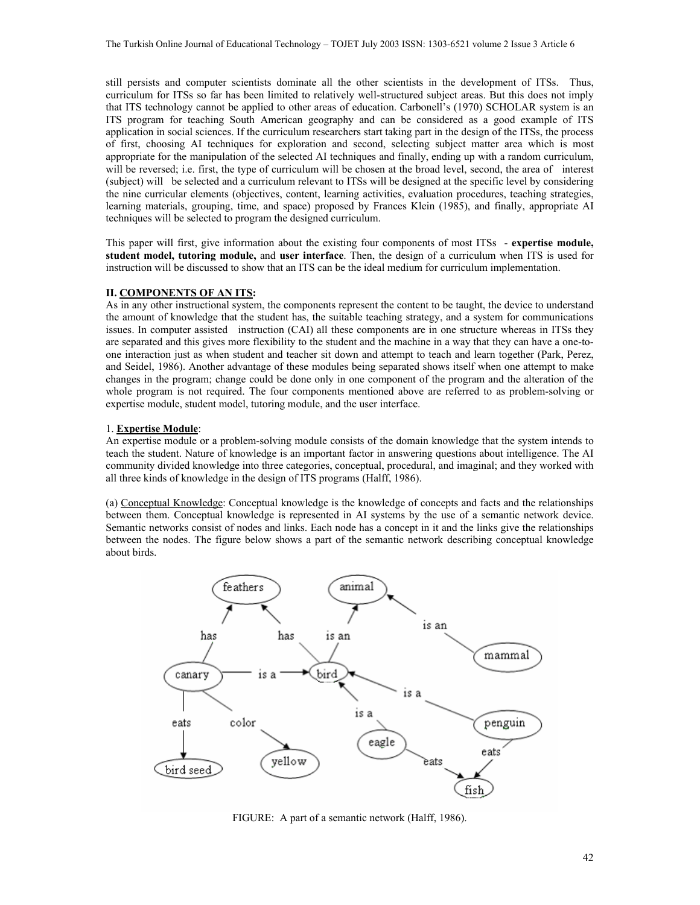still persists and computer scientists dominate all the other scientists in the development of ITSs. Thus, curriculum for ITSs so far has been limited to relatively well-structured subject areas. But this does not imply that ITS technology cannot be applied to other areas of education. Carbonell's (1970) SCHOLAR system is an ITS program for teaching South American geography and can be considered as a good example of ITS application in social sciences. If the curriculum researchers start taking part in the design of the ITSs, the process of first, choosing AI techniques for exploration and second, selecting subject matter area which is most appropriate for the manipulation of the selected AI techniques and finally, ending up with a random curriculum, will be reversed; i.e. first, the type of curriculum will be chosen at the broad level, second, the area of interest (subject) will be selected and a curriculum relevant to ITSs will be designed at the specific level by considering the nine curricular elements (objectives, content, learning activities, evaluation procedures, teaching strategies, learning materials, grouping, time, and space) proposed by Frances Klein (1985), and finally, appropriate AI techniques will be selected to program the designed curriculum.

This paper will first, give information about the existing four components of most ITSs - **expertise module, student model, tutoring module,** and **user interface**. Then, the design of a curriculum when ITS is used for instruction will be discussed to show that an ITS can be the ideal medium for curriculum implementation.

## II. COMPONENTS OF AN ITS:

As in any other instructional system, the components represent the content to be taught, the device to understand the amount of knowledge that the student has, the suitable teaching strategy, and a system for communications issues. In computer assisted instruction (CAI) all these components are in one structure whereas in ITSs they are separated and this gives more flexibility to the student and the machine in a way that they can have a one-to-one interaction just as when student and teacher sit down and attempt to teach and learn together (Park, Perez, and Seidel, 1986). Another advantage of these modules being separated shows itself when one attempt to make changes in the program; change could be done only in one component of the program and the alteration of the whole program is not required. The four components mentioned above are referred to as problem-solving or expertise module, student model, tutoring module, and the user interface.

### 1. Expertise Module:

An expertise module or a problem-solving module consists of the domain knowledge that the system intends to teach the student. Nature of knowledge is an important factor in answering questions about intelligence. The AI community divided knowledge into three categories, conceptual, procedural, and imaginal; and they worked with all three kinds of knowledge in the design of ITS programs (Halff, 1986).

(a) Conceptual Knowledge: Conceptual knowledge is the knowledge of concepts and facts and the relationships between them. Conceptual knowledge is represented in AI systems by the use of a semantic network device. Semantic networks consist of nodes and links. Each node has a concept in it and the links give the relationships between the nodes. The figure below shows a part of the semantic network describing conceptual knowledge about birds.

FIGURE: A part of a semantic network (Halff, 1986).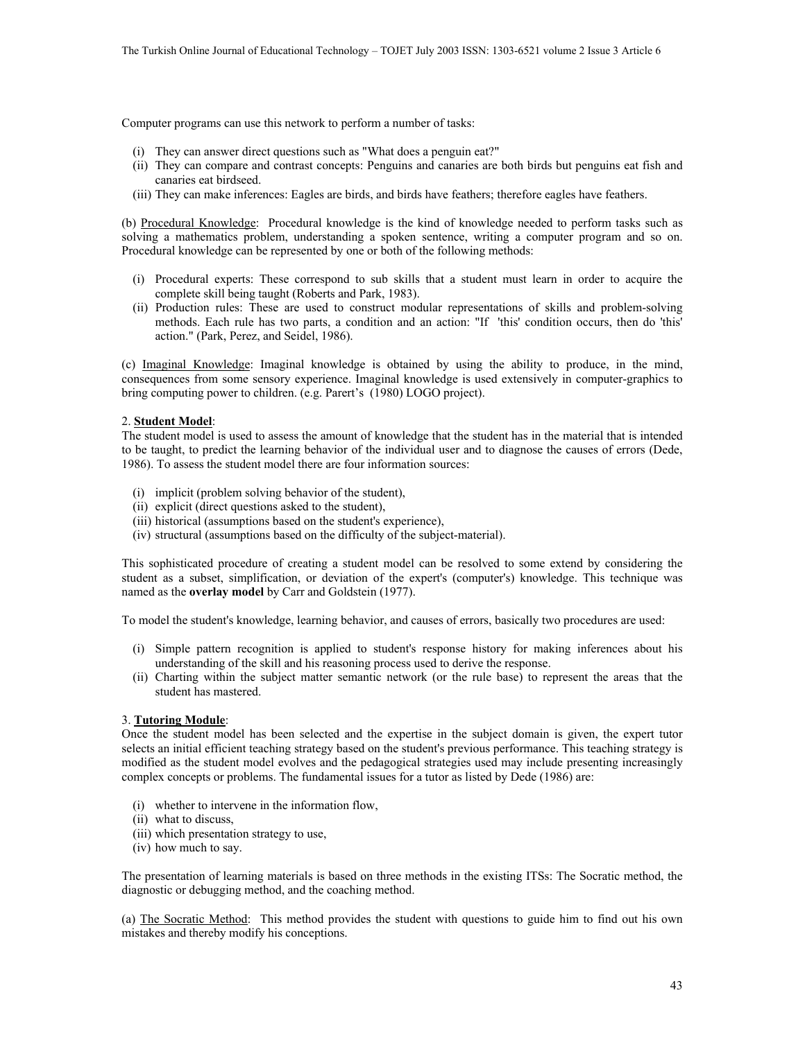Computer programs can use this network to perform a number of tasks:

(i) They can answer direct questions such as "What does a penguin eat?"
(ii) They can compare and contrast concepts: Penguins and canaries are both birds but penguins eat fish and canaries eat birdseed.
(iii) They can make inferences: Eagles are birds, and birds have feathers; therefore eagles have feathers.

(b) Procedural Knowledge: Procedural knowledge is the kind of knowledge needed to perform tasks such as solving a mathematics problem, understanding a spoken sentence, writing a computer program and so on. Procedural knowledge can be represented by one or both of the following methods:

(i) Procedural experts: These correspond to sub skills that a student must learn in order to acquire the complete skill being taught (Roberts and Park, 1983).
(ii) Production rules: These are used to construct modular representations of skills and problem-solving methods. Each rule has two parts, a condition and an action: "If 'this' condition occurs, then do 'this' action." (Park, Perez, and Seidel, 1986).

(c) Imaginal Knowledge: Imaginal knowledge is obtained by using the ability to produce, in the mind, consequences from some sensory experience. Imaginal knowledge is used extensively in computer-graphics to bring computing power to children. (e.g. Parert's (1980) LOGO project).

2. **Student Model**:
The student model is used to assess the amount of knowledge that the student has in the material that is intended to be taught, to predict the learning behavior of the individual user and to diagnose the causes of errors (Dede, 1986). To assess the student model there are four information sources:

(i) implicit (problem solving behavior of the student),
(ii) explicit (direct questions asked to the student),
(iii) historical (assumptions based on the student's experience),
(iv) structural (assumptions based on the difficulty of the subject-material).

This sophisticated procedure of creating a student model can be resolved to some extend by considering the student as a subset, simplification, or deviation of the expert's (computer's) knowledge. This technique was named as the **overlay model** by Carr and Goldstein (1977).

To model the student's knowledge, learning behavior, and causes of errors, basically two procedures are used:

(i) Simple pattern recognition is applied to student's response history for making inferences about his understanding of the skill and his reasoning process used to derive the response.
(ii) Charting within the subject matter semantic network (or the rule base) to represent the areas that the student has mastered.

3. **Tutoring Module**:
Once the student model has been selected and the expertise in the subject domain is given, the expert tutor selects an initial efficient teaching strategy based on the student's previous performance. This teaching strategy is modified as the student model evolves and the pedagogical strategies used may include presenting increasingly complex concepts or problems. The fundamental issues for a tutor as listed by Dede (1986) are:

(i) whether to intervene in the information flow,
(ii) what to discuss,
(iii) which presentation strategy to use,
(iv) how much to say.

The presentation of learning materials is based on three methods in the existing ITSs: The Socratic method, the diagnostic or debugging method, and the coaching method.

(a) The Socratic Method: This method provides the student with questions to guide him to find out his own mistakes and thereby modify his conceptions.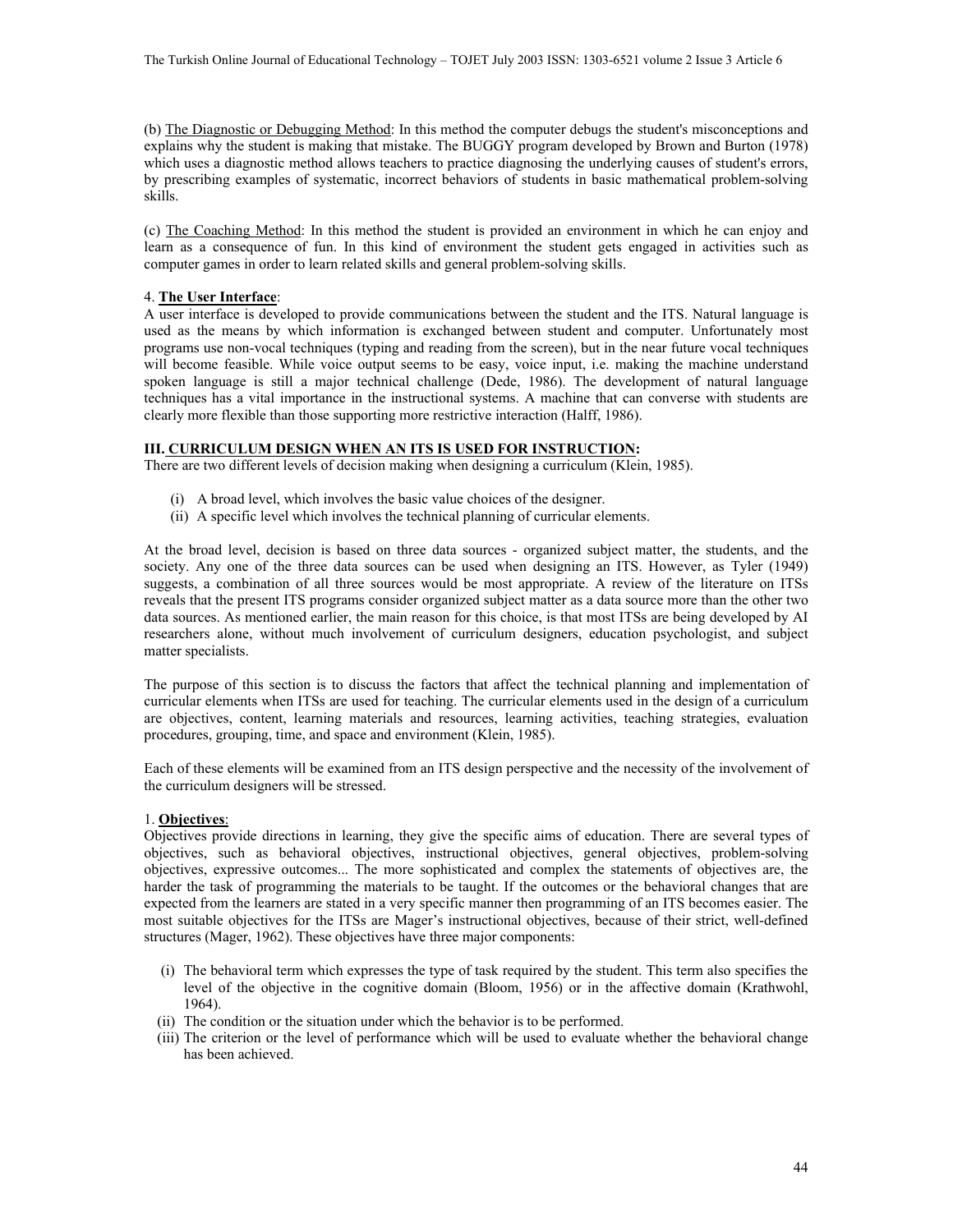(b) The Diagnostic or Debugging Method: In this method the computer debugs the student's misconceptions and explains why the student is making that mistake. The BUGGY program developed by Brown and Burton (1978) which uses a diagnostic method allows teachers to practice diagnosing the underlying causes of student's errors, by prescribing examples of systematic, incorrect behaviors of students in basic mathematical problem-solving skills.

(c) The Coaching Method: In this method the student is provided an environment in which he can enjoy and learn as a consequence of fun. In this kind of environment the student gets engaged in activities such as computer games in order to learn related skills and general problem-solving skills.

4. **The User Interface**:

A user interface is developed to provide communications between the student and the ITS. Natural language is used as the means by which information is exchanged between student and computer. Unfortunately most programs use non-vocal techniques (typing and reading from the screen), but in the near future vocal techniques will become feasible. While voice output seems to be easy, voice input, i.e. making the machine understand spoken language is still a major technical challenge (Dede, 1986). The development of natural language techniques has a vital importance in the instructional systems. A machine that can converse with students are clearly more flexible than those supporting more restrictive interaction (Halff, 1986).

## III. CURRICULUM DESIGN WHEN AN ITS IS USED FOR INSTRUCTION:

There are two different levels of decision making when designing a curriculum (Klein, 1985).

(i) A broad level, which involves the basic value choices of the designer.
(ii) A specific level which involves the technical planning of curricular elements.

At the broad level, decision is based on three data sources - organized subject matter, the students, and the society. Any one of the three data sources can be used when designing an ITS. However, as Tyler (1949) suggests, a combination of all three sources would be most appropriate. A review of the literature on ITSs reveals that the present ITS programs consider organized subject matter as a data source more than the other two data sources. As mentioned earlier, the main reason for this choice, is that most ITSs are being developed by AI researchers alone, without much involvement of curriculum designers, education psychologist, and subject matter specialists.

The purpose of this section is to discuss the factors that affect the technical planning and implementation of curricular elements when ITSs are used for teaching. The curricular elements used in the design of a curriculum are objectives, content, learning materials and resources, learning activities, teaching strategies, evaluation procedures, grouping, time, and space and environment (Klein, 1985).

Each of these elements will be examined from an ITS design perspective and the necessity of the involvement of the curriculum designers will be stressed.

1. **Objectives**:

Objectives provide directions in learning, they give the specific aims of education. There are several types of objectives, such as behavioral objectives, instructional objectives, general objectives, problem-solving objectives, expressive outcomes... The more sophisticated and complex the statements of objectives are, the harder the task of programming the materials to be taught. If the outcomes or the behavioral changes that are expected from the learners are stated in a very specific manner then programming of an ITS becomes easier. The most suitable objectives for the ITSs are Mager's instructional objectives, because of their strict, well-defined structures (Mager, 1962). These objectives have three major components:

(i) The behavioral term which expresses the type of task required by the student. This term also specifies the level of the objective in the cognitive domain (Bloom, 1956) or in the affective domain (Krathwohl, 1964).
(ii) The condition or the situation under which the behavior is to be performed.
(iii) The criterion or the level of performance which will be used to evaluate whether the behavioral change has been achieved.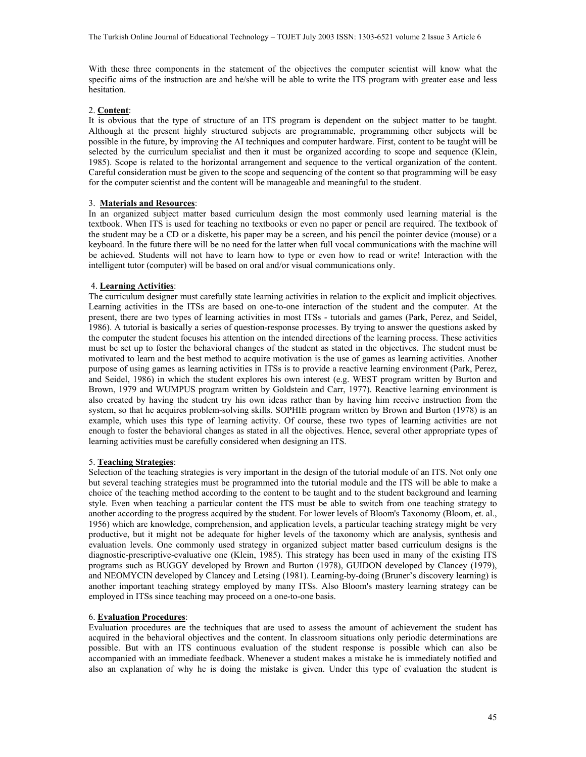With these three components in the statement of the objectives the computer scientist will know what the specific aims of the instruction are and he/she will be able to write the ITS program with greater ease and less hesitation.

2. **Content**:
It is obvious that the type of structure of an ITS program is dependent on the subject matter to be taught. Although at the present highly structured subjects are programmable, programming other subjects will be possible in the future, by improving the AI techniques and computer hardware. First, content to be taught will be selected by the curriculum specialist and then it must be organized according to scope and sequence (Klein, 1985). Scope is related to the horizontal arrangement and sequence to the vertical organization of the content. Careful consideration must be given to the scope and sequencing of the content so that programming will be easy for the computer scientist and the content will be manageable and meaningful to the student.

3. **Materials and Resources**:
In an organized subject matter based curriculum design the most commonly used learning material is the textbook. When ITS is used for teaching no textbooks or even no paper or pencil are required. The textbook of the student may be a CD or a diskette, his paper may be a screen, and his pencil the pointer device (mouse) or a keyboard. In the future there will be no need for the latter when full vocal communications with the machine will be achieved. Students will not have to learn how to type or even how to read or write! Interaction with the intelligent tutor (computer) will be based on oral and/or visual communications only.

4. **Learning Activities**:
The curriculum designer must carefully state learning activities in relation to the explicit and implicit objectives. Learning activities in the ITSs are based on one-to-one interaction of the student and the computer. At the present, there are two types of learning activities in most ITSs - tutorials and games (Park, Perez, and Seidel, 1986). A tutorial is basically a series of question-response processes. By trying to answer the questions asked by the computer the student focuses his attention on the intended directions of the learning process. These activities must be set up to foster the behavioral changes of the student as stated in the objectives. The student must be motivated to learn and the best method to acquire motivation is the use of games as learning activities. Another purpose of using games as learning activities in ITSs is to provide a reactive learning environment (Park, Perez, and Seidel, 1986) in which the student explores his own interest (e.g. WEST program written by Burton and Brown, 1979 and WUMPUS program written by Goldstein and Carr, 1977). Reactive learning environment is also created by having the student try his own ideas rather than by having him receive instruction from the system, so that he acquires problem-solving skills. SOPHIE program written by Brown and Burton (1978) is an example, which uses this type of learning activity. Of course, these two types of learning activities are not enough to foster the behavioral changes as stated in all the objectives. Hence, several other appropriate types of learning activities must be carefully considered when designing an ITS.

5. **Teaching Strategies**:
Selection of the teaching strategies is very important in the design of the tutorial module of an ITS. Not only one but several teaching strategies must be programmed into the tutorial module and the ITS will be able to make a choice of the teaching method according to the content to be taught and to the student background and learning style. Even when teaching a particular content the ITS must be able to switch from one teaching strategy to another according to the progress acquired by the student. For lower levels of Bloom's Taxonomy (Bloom, et. al., 1956) which are knowledge, comprehension, and application levels, a particular teaching strategy might be very productive, but it might not be adequate for higher levels of the taxonomy which are analysis, synthesis and evaluation levels. One commonly used strategy in organized subject matter based curriculum designs is the diagnostic-prescriptive-evaluative one (Klein, 1985). This strategy has been used in many of the existing ITS programs such as BUGGY developed by Brown and Burton (1978), GUIDON developed by Clancey (1979), and NEOMYCIN developed by Clancey and Letsing (1981). Learning-by-doing (Bruner's discovery learning) is another important teaching strategy employed by many ITSs. Also Bloom's mastery learning strategy can be employed in ITSs since teaching may proceed on a one-to-one basis.

6. **Evaluation Procedures**:
Evaluation procedures are the techniques that are used to assess the amount of achievement the student has acquired in the behavioral objectives and the content. In classroom situations only periodic determinations are possible. But with an ITS continuous evaluation of the student response is possible which can also be accompanied with an immediate feedback. Whenever a student makes a mistake he is immediately notified and also an explanation of why he is doing the mistake is given. Under this type of evaluation the student is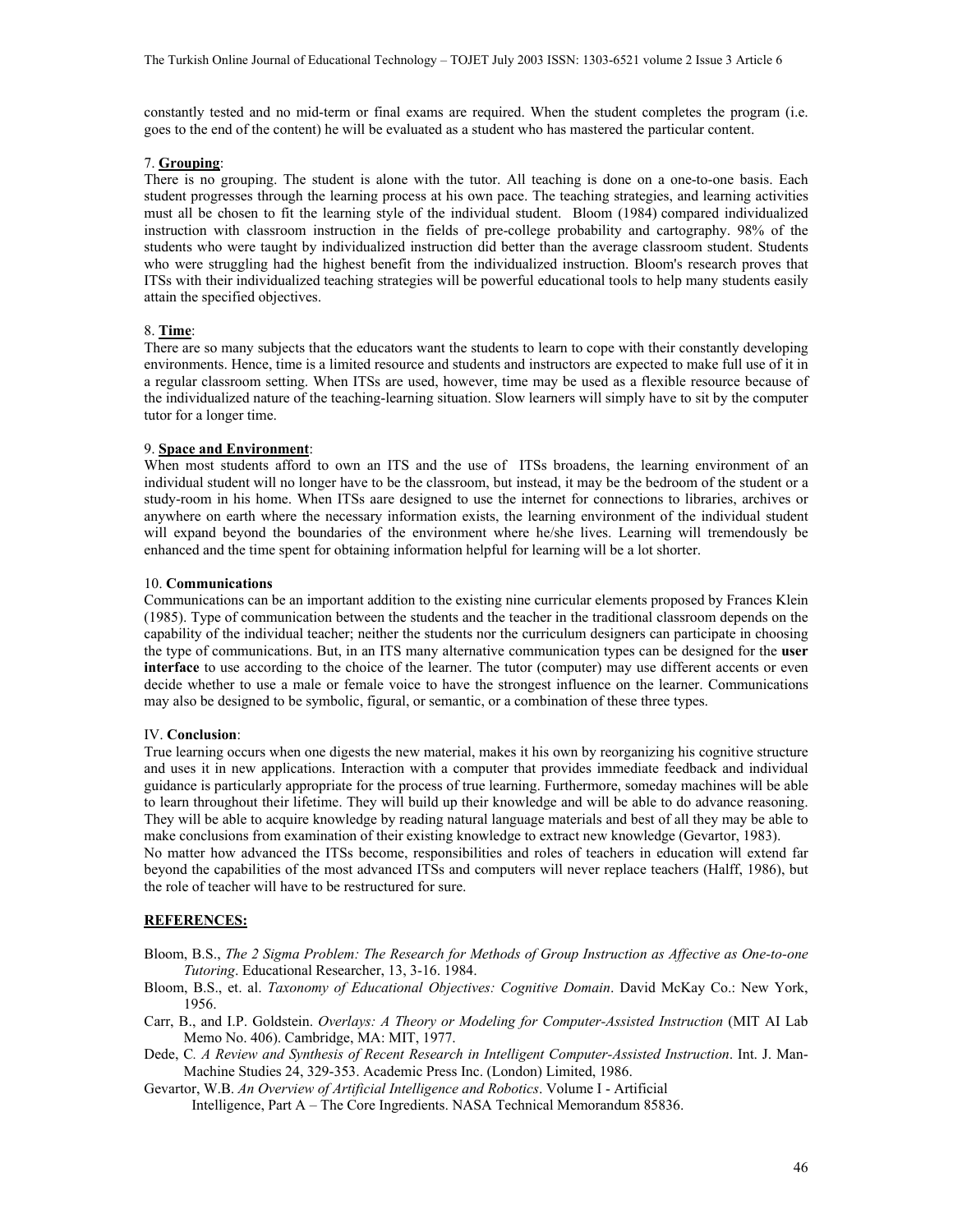constantly tested and no mid-term or final exams are required. When the student completes the program (i.e. goes to the end of the content) he will be evaluated as a student who has mastered the particular content.

7. **Grouping**:
There is no grouping. The student is alone with the tutor. All teaching is done on a one-to-one basis. Each student progresses through the learning process at his own pace. The teaching strategies, and learning activities must all be chosen to fit the learning style of the individual student. Bloom (1984) compared individualized instruction with classroom instruction in the fields of pre-college probability and cartography. 98% of the students who were taught by individualized instruction did better than the average classroom student. Students who were struggling had the highest benefit from the individualized instruction. Bloom's research proves that ITSs with their individualized teaching strategies will be powerful educational tools to help many students easily attain the specified objectives.

8. **Time**:
There are so many subjects that the educators want the students to learn to cope with their constantly developing environments. Hence, time is a limited resource and students and instructors are expected to make full use of it in a regular classroom setting. When ITSs are used, however, time may be used as a flexible resource because of the individualized nature of the teaching-learning situation. Slow learners will simply have to sit by the computer tutor for a longer time.

9. **Space and Environment**:
When most students afford to own an ITS and the use of ITSs broadens, the learning environment of an individual student will no longer have to be the classroom, but instead, it may be the bedroom of the student or a study-room in his home. When ITSs aare designed to use the internet for connections to libraries, archives or anywhere on earth where the necessary information exists, the learning environment of the individual student will expand beyond the boundaries of the environment where he/she lives. Learning will tremendously be enhanced and the time spent for obtaining information helpful for learning will be a lot shorter.

10. **Communications**
Communications can be an important addition to the existing nine curricular elements proposed by Frances Klein (1985). Type of communication between the students and the teacher in the traditional classroom depends on the capability of the individual teacher; neither the students nor the curriculum designers can participate in choosing the type of communications. But, in an ITS many alternative communication types can be designed for the **user interface** to use according to the choice of the learner. The tutor (computer) may use different accents or even decide whether to use a male or female voice to have the strongest influence on the learner. Communications may also be designed to be symbolic, figural, or semantic, or a combination of these three types.

## IV. **Conclusion**:

True learning occurs when one digests the new material, makes it his own by reorganizing his cognitive structure and uses it in new applications. Interaction with a computer that provides immediate feedback and individual guidance is particularly appropriate for the process of true learning. Furthermore, someday machines will be able to learn throughout their lifetime. They will build up their knowledge and will be able to do advance reasoning. They will be able to acquire knowledge by reading natural language materials and best of all they may be able to make conclusions from examination of their existing knowledge to extract new knowledge (Gevartor, 1983).
No matter how advanced the ITSs become, responsibilities and roles of teachers in education will extend far beyond the capabilities of the most advanced ITSs and computers will never replace teachers (Halff, 1986), but the role of teacher will have to be restructured for sure.

## **REFERENCES:**

Bloom, B.S., *The 2 Sigma Problem: The Research for Methods of Group Instruction as Affective as One-to-one Tutoring*. Educational Researcher, 13, 3-16. 1984.

Bloom, B.S., et. al. *Taxonomy of Educational Objectives: Cognitive Domain*. David McKay Co.: New York, 1956.

Carr, B., and I.P. Goldstein. *Overlays: A Theory or Modeling for Computer-Assisted Instruction* (MIT AI Lab Memo No. 406). Cambridge, MA: MIT, 1977.

Dede, C. *A Review and Synthesis of Recent Research in Intelligent Computer-Assisted Instruction*. Int. J. Man-Machine Studies 24, 329-353. Academic Press Inc. (London) Limited, 1986.

Gevartor, W.B. *An Overview of Artificial Intelligence and Robotics*. Volume I - Artificial Intelligence, Part A – The Core Ingredients. NASA Technical Memorandum 85836.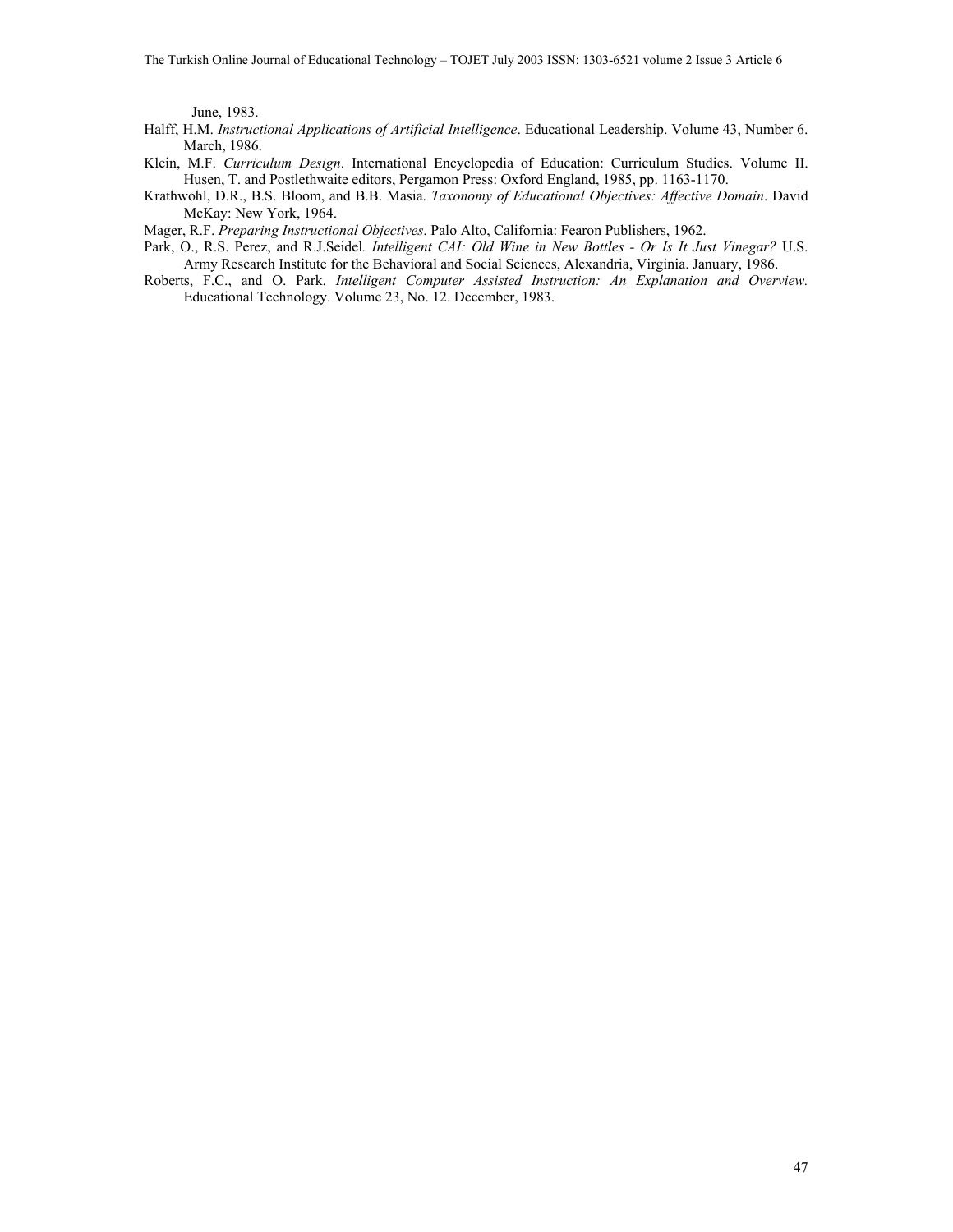June, 1983.

Halff, H.M. *Instructional Applications of Artificial Intelligence*. Educational Leadership. Volume 43, Number 6. March, 1986.

Klein, M.F. *Curriculum Design*. International Encyclopedia of Education: Curriculum Studies. Volume II. Husen, T. and Postlethwaite editors, Pergamon Press: Oxford England, 1985, pp. 1163-1170.

Krathwohl, D.R., B.S. Bloom, and B.B. Masia. *Taxonomy of Educational Objectives: Affective Domain*. David McKay: New York, 1964.

Mager, R.F. *Preparing Instructional Objectives*. Palo Alto, California: Fearon Publishers, 1962.

Park, O., R.S. Perez, and R.J.Seidel. *Intelligent CAI: Old Wine in New Bottles - Or Is It Just Vinegar?* U.S. Army Research Institute for the Behavioral and Social Sciences, Alexandria, Virginia. January, 1986.

Roberts, F.C., and O. Park. *Intelligent Computer Assisted Instruction: An Explanation and Overview.* Educational Technology. Volume 23, No. 12. December, 1983.